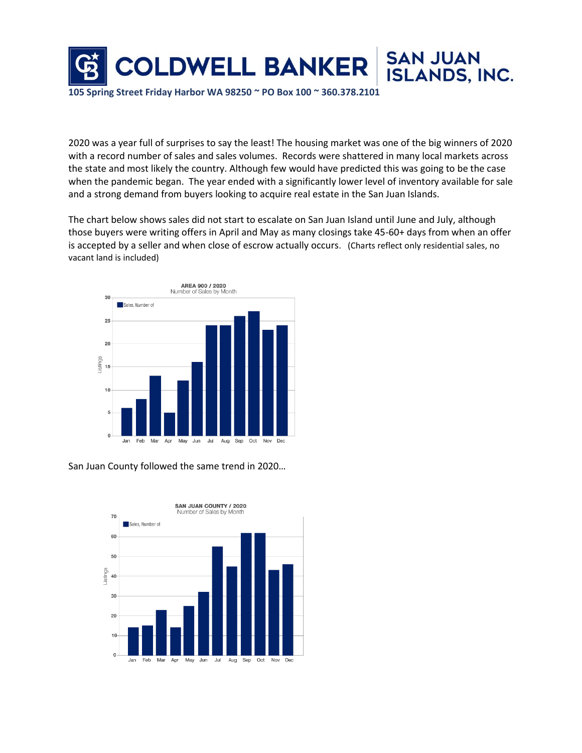**COLDWELL BANKER | SAN JUAN ISLANDS, INC.**

**105 Spring Street Friday Harbor WA 98250 ~ PO Box 100 ~ 360.378.2101**

2020 was a year full of surprises to say the least! The housing market was one of the big winners of 2020 with a record number of sales and sales volumes. Records were shattered in many local markets across the state and most likely the country. Although few would have predicted this was going to be the case when the pandemic began. The year ended with a significantly lower level of inventory available for sale and a strong demand from buyers looking to acquire real estate in the San Juan Islands.

The chart below shows sales did not start to escalate on San Juan Island until June and July, although those buyers were writing offers in April and May as many closings take 45-60+ days from when an offer is accepted by a seller and when close of escrow actually occurs. (Charts reflect only residential sales, no vacant land is included)

**AREA 900 / 2020**
Number of Sales by Month

San Juan County followed the same trend in 2020…

**SAN JUAN COUNTY / 2020**
Number of Sales by Month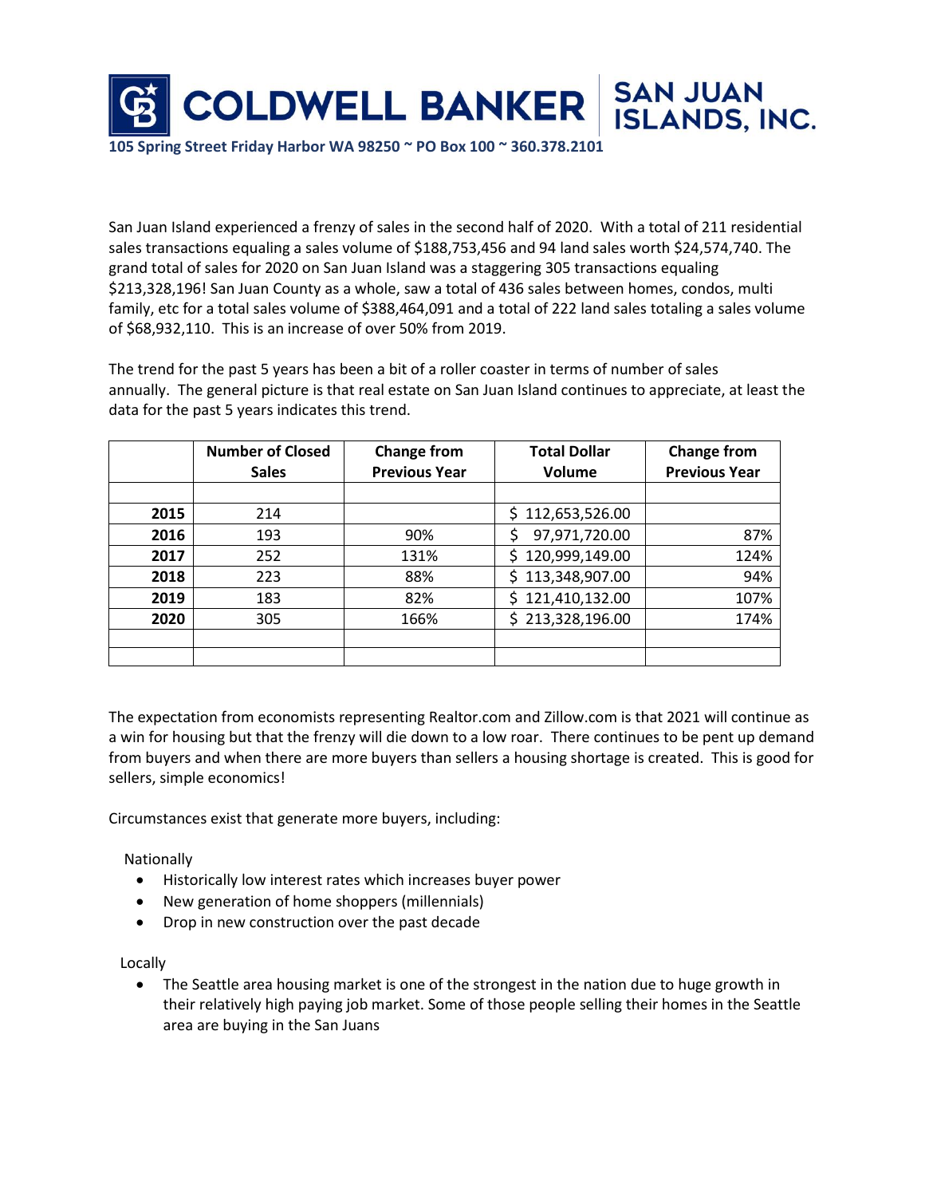San Juan Island experienced a frenzy of sales in the second half of 2020. With a total of 211 residential sales transactions equaling a sales volume of $188,753,456 and 94 land sales worth $24,574,740. The grand total of sales for 2020 on San Juan Island was a staggering 305 transactions equaling $213,328,196! San Juan County as a whole, saw a total of 436 sales between homes, condos, multi family, etc for a total sales volume of $388,464,091 and a total of 222 land sales totaling a sales volume of $68,932,110. This is an increase of over 50% from 2019.

The trend for the past 5 years has been a bit of a roller coaster in terms of number of sales annually. The general picture is that real estate on San Juan Island continues to appreciate, at least the data for the past 5 years indicates this trend.

| | Number of Closed Sales | Change from Previous Year | Total Dollar Volume | Change from Previous Year |
|---|---|---|---|---|
| | | | | |
| **2015** | 214 | | $ 112,653,526.00 | |
| **2016** | 193 | 90% | $ 97,971,720.00 | 87% |
| **2017** | 252 | 131% | $ 120,999,149.00 | 124% |
| **2018** | 223 | 88% | $ 113,348,907.00 | 94% |
| **2019** | 183 | 82% | $ 121,410,132.00 | 107% |
| **2020** | 305 | 166% | $ 213,328,196.00 | 174% |
| | | | | |
| | | | | |

The expectation from economists representing Realtor.com and Zillow.com is that 2021 will continue as a win for housing but that the frenzy will die down to a low roar. There continues to be pent up demand from buyers and when there are more buyers than sellers a housing shortage is created. This is good for sellers, simple economics!

Circumstances exist that generate more buyers, including:

Nationally

- Historically low interest rates which increases buyer power
- New generation of home shoppers (millennials)
- Drop in new construction over the past decade

Locally

- The Seattle area housing market is one of the strongest in the nation due to huge growth in their relatively high paying job market. Some of those people selling their homes in the Seattle area are buying in the San Juans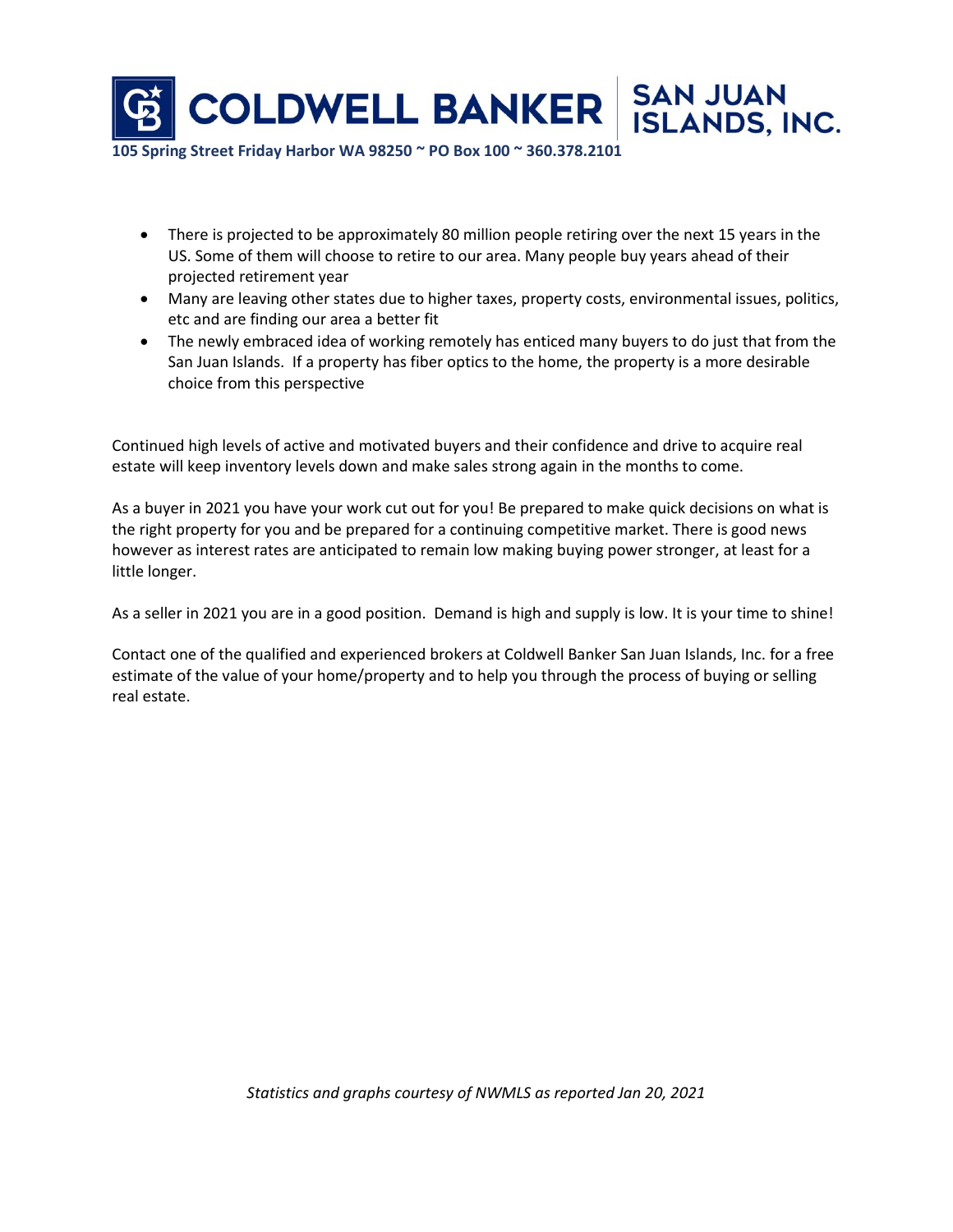- There is projected to be approximately 80 million people retiring over the next 15 years in the US. Some of them will choose to retire to our area. Many people buy years ahead of their projected retirement year
- Many are leaving other states due to higher taxes, property costs, environmental issues, politics, etc and are finding our area a better fit
- The newly embraced idea of working remotely has enticed many buyers to do just that from the San Juan Islands. If a property has fiber optics to the home, the property is a more desirable choice from this perspective

Continued high levels of active and motivated buyers and their confidence and drive to acquire real estate will keep inventory levels down and make sales strong again in the months to come.

As a buyer in 2021 you have your work cut out for you! Be prepared to make quick decisions on what is the right property for you and be prepared for a continuing competitive market. There is good news however as interest rates are anticipated to remain low making buying power stronger, at least for a little longer.

As a seller in 2021 you are in a good position. Demand is high and supply is low. It is your time to shine!

Contact one of the qualified and experienced brokers at Coldwell Banker San Juan Islands, Inc. for a free estimate of the value of your home/property and to help you through the process of buying or selling real estate.

*Statistics and graphs courtesy of NWMLS as reported Jan 20, 2021*